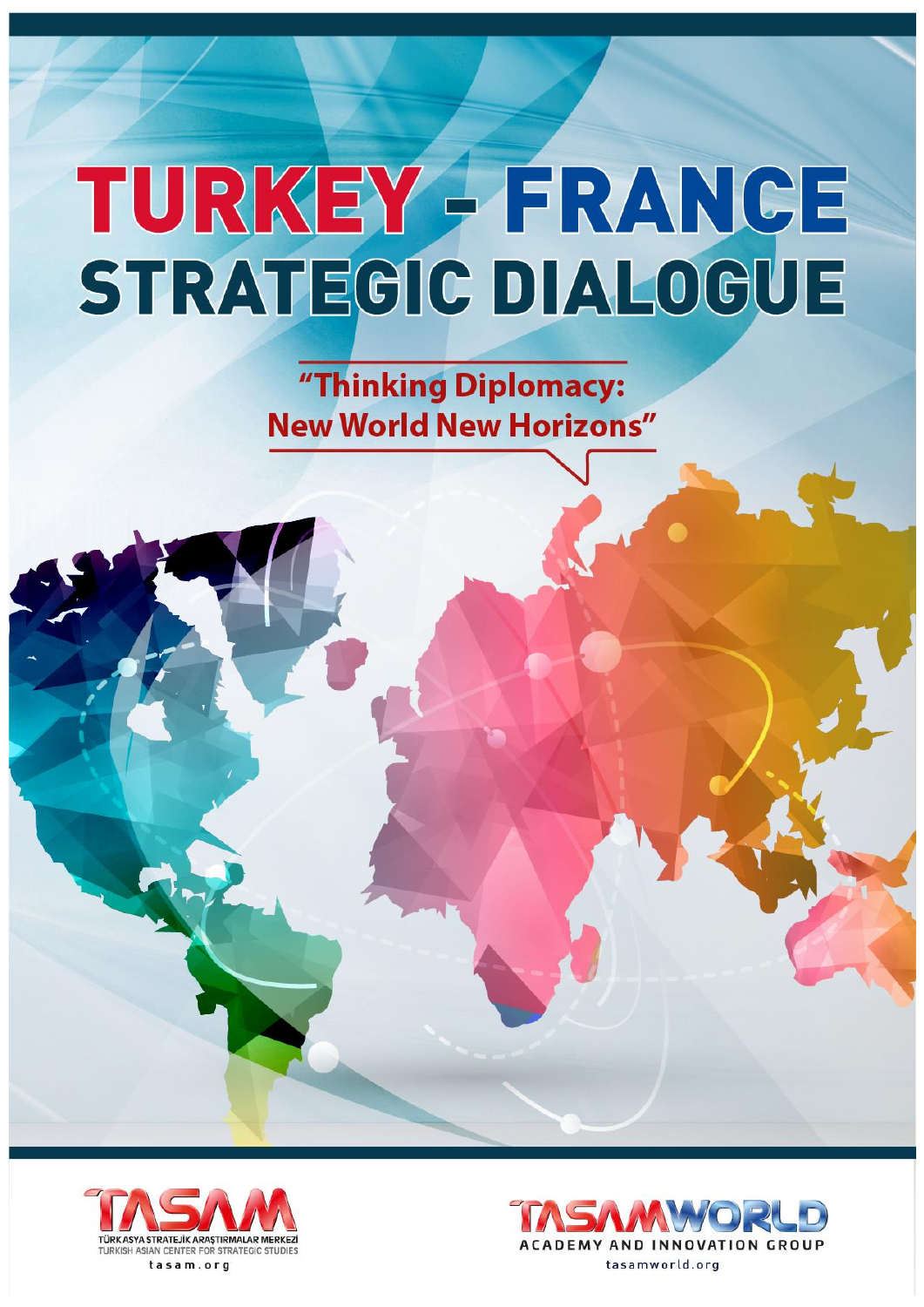# TURKEY - FRANCE STRATEGIC DIALOGUE

## "Thinking Diplomacy: New World New Horizons"

TASAM
TÜRK ASYA STRATEJİK ARAŞTIRMALAR MERKEZİ
TURKISH ASIAN CENTER FOR STRATEGIC STUDIES
tasam.org

TASAMWORLD
ACADEMY AND INNOVATION GROUP
tasamworld.org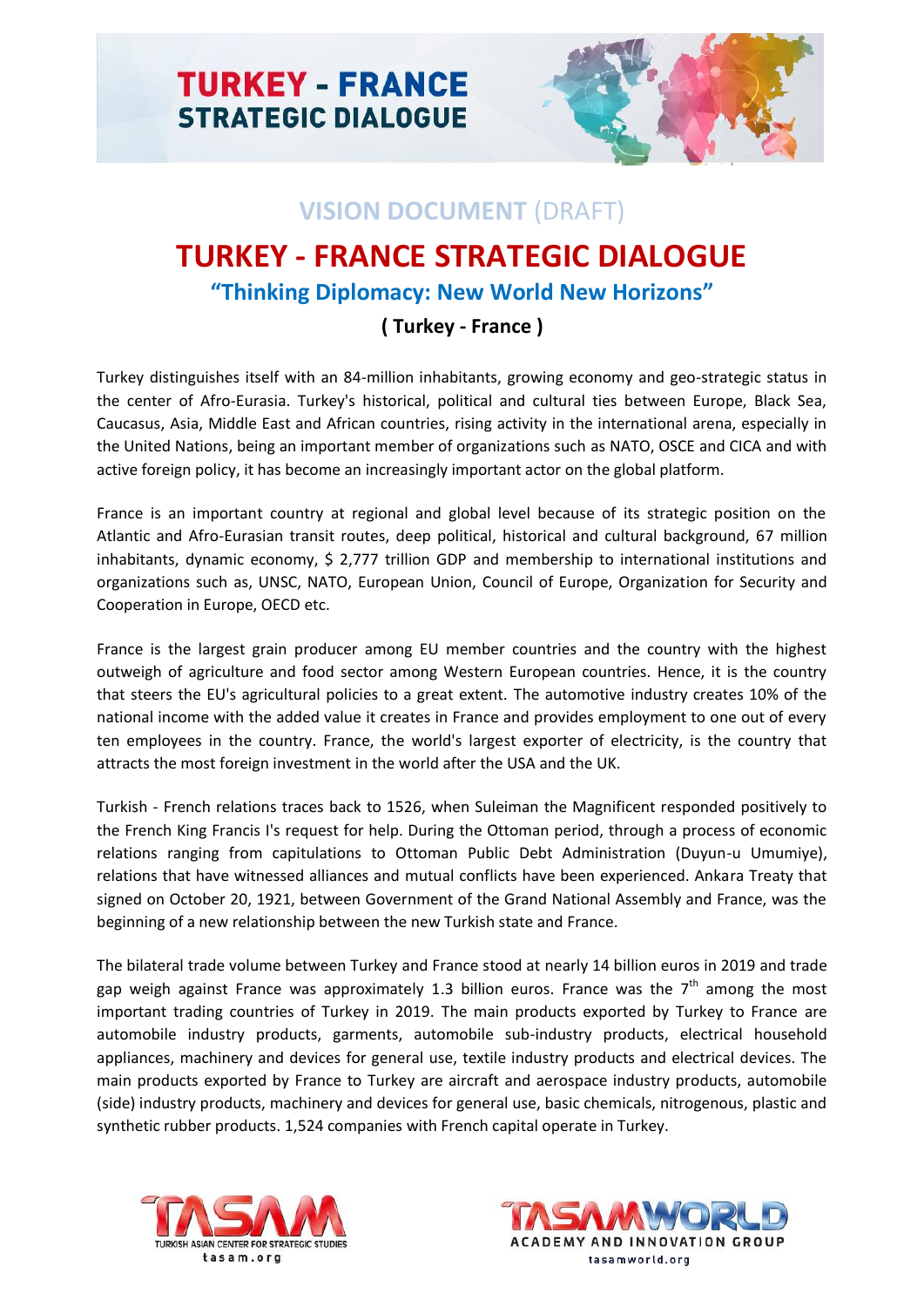# TURKEY - FRANCE STRATEGIC DIALOGUE

## VISION DOCUMENT (DRAFT)

# TURKEY - FRANCE STRATEGIC DIALOGUE

### "Thinking Diplomacy: New World New Horizons"

**( Turkey - France )**

Turkey distinguishes itself with an 84-million inhabitants, growing economy and geo-strategic status in the center of Afro-Eurasia. Turkey's historical, political and cultural ties between Europe, Black Sea, Caucasus, Asia, Middle East and African countries, rising activity in the international arena, especially in the United Nations, being an important member of organizations such as NATO, OSCE and CICA and with active foreign policy, it has become an increasingly important actor on the global platform.

France is an important country at regional and global level because of its strategic position on the Atlantic and Afro-Eurasian transit routes, deep political, historical and cultural background, 67 million inhabitants, dynamic economy, $ 2,777 trillion GDP and membership to international institutions and organizations such as, UNSC, NATO, European Union, Council of Europe, Organization for Security and Cooperation in Europe, OECD etc.

France is the largest grain producer among EU member countries and the country with the highest outweigh of agriculture and food sector among Western European countries. Hence, it is the country that steers the EU's agricultural policies to a great extent. The automotive industry creates 10% of the national income with the added value it creates in France and provides employment to one out of every ten employees in the country. France, the world's largest exporter of electricity, is the country that attracts the most foreign investment in the world after the USA and the UK.

Turkish - French relations traces back to 1526, when Suleiman the Magnificent responded positively to the French King Francis I's request for help. During the Ottoman period, through a process of economic relations ranging from capitulations to Ottoman Public Debt Administration (Duyun-u Umumiye), relations that have witnessed alliances and mutual conflicts have been experienced. Ankara Treaty that signed on October 20, 1921, between Government of the Grand National Assembly and France, was the beginning of a new relationship between the new Turkish state and France.

The bilateral trade volume between Turkey and France stood at nearly 14 billion euros in 2019 and trade gap weigh against France was approximately 1.3 billion euros. France was the 7th among the most important trading countries of Turkey in 2019. The main products exported by Turkey to France are automobile industry products, garments, automobile sub-industry products, electrical household appliances, machinery and devices for general use, textile industry products and electrical devices. The main products exported by France to Turkey are aircraft and aerospace industry products, automobile (side) industry products, machinery and devices for general use, basic chemicals, nitrogenous, plastic and synthetic rubber products. 1,524 companies with French capital operate in Turkey.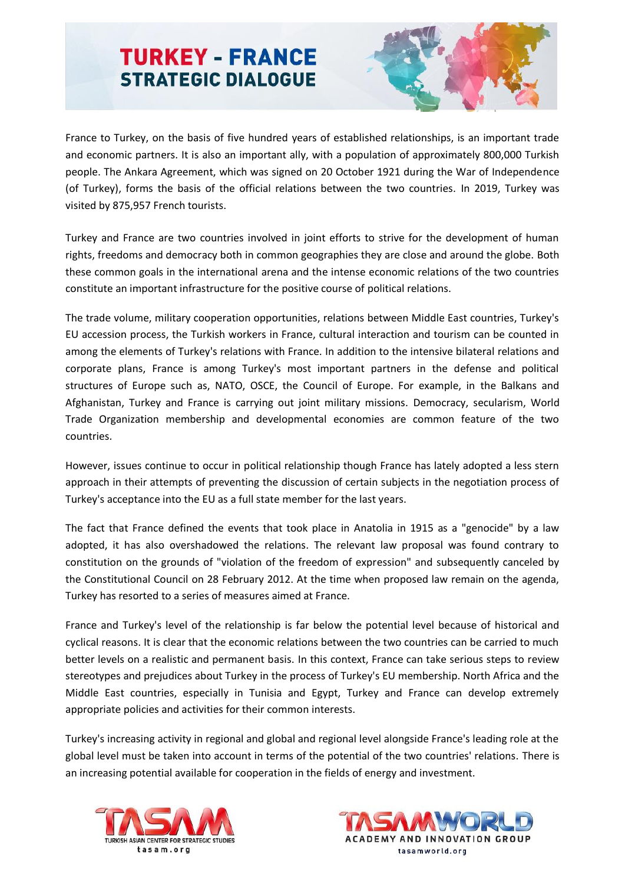France to Turkey, on the basis of five hundred years of established relationships, is an important trade and economic partners. It is also an important ally, with a population of approximately 800,000 Turkish people. The Ankara Agreement, which was signed on 20 October 1921 during the War of Independence (of Turkey), forms the basis of the official relations between the two countries. In 2019, Turkey was visited by 875,957 French tourists.

Turkey and France are two countries involved in joint efforts to strive for the development of human rights, freedoms and democracy both in common geographies they are close and around the globe. Both these common goals in the international arena and the intense economic relations of the two countries constitute an important infrastructure for the positive course of political relations.

The trade volume, military cooperation opportunities, relations between Middle East countries, Turkey's EU accession process, the Turkish workers in France, cultural interaction and tourism can be counted in among the elements of Turkey's relations with France. In addition to the intensive bilateral relations and corporate plans, France is among Turkey's most important partners in the defense and political structures of Europe such as, NATO, OSCE, the Council of Europe. For example, in the Balkans and Afghanistan, Turkey and France is carrying out joint military missions. Democracy, secularism, World Trade Organization membership and developmental economies are common feature of the two countries.

However, issues continue to occur in political relationship though France has lately adopted a less stern approach in their attempts of preventing the discussion of certain subjects in the negotiation process of Turkey's acceptance into the EU as a full state member for the last years.

The fact that France defined the events that took place in Anatolia in 1915 as a "genocide" by a law adopted, it has also overshadowed the relations. The relevant law proposal was found contrary to constitution on the grounds of "violation of the freedom of expression" and subsequently canceled by the Constitutional Council on 28 February 2012. At the time when proposed law remain on the agenda, Turkey has resorted to a series of measures aimed at France.

France and Turkey's level of the relationship is far below the potential level because of historical and cyclical reasons. It is clear that the economic relations between the two countries can be carried to much better levels on a realistic and permanent basis. In this context, France can take serious steps to review stereotypes and prejudices about Turkey in the process of Turkey's EU membership. North Africa and the Middle East countries, especially in Tunisia and Egypt, Turkey and France can develop extremely appropriate policies and activities for their common interests.

Turkey's increasing activity in regional and global and regional level alongside France's leading role at the global level must be taken into account in terms of the potential of the two countries' relations. There is an increasing potential available for cooperation in the fields of energy and investment.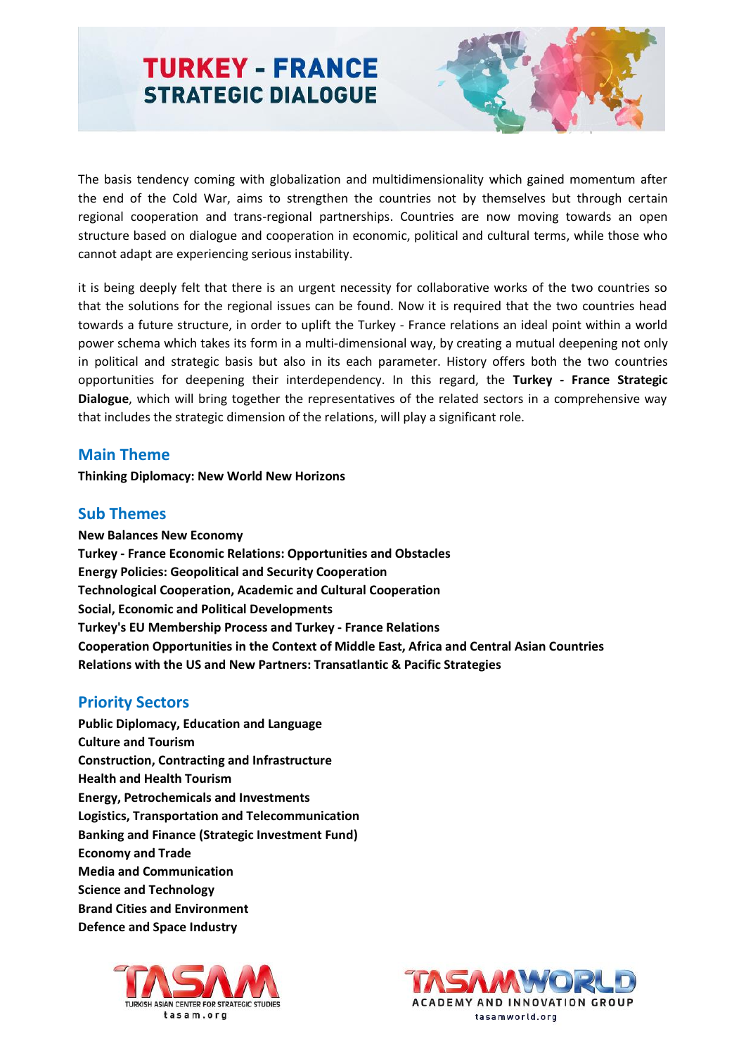# TURKEY - FRANCE STRATEGIC DIALOGUE

The basis tendency coming with globalization and multidimensionality which gained momentum after the end of the Cold War, aims to strengthen the countries not by themselves but through certain regional cooperation and trans-regional partnerships. Countries are now moving towards an open structure based on dialogue and cooperation in economic, political and cultural terms, while those who cannot adapt are experiencing serious instability.

it is being deeply felt that there is an urgent necessity for collaborative works of the two countries so that the solutions for the regional issues can be found. Now it is required that the two countries head towards a future structure, in order to uplift the Turkey - France relations an ideal point within a world power schema which takes its form in a multi-dimensional way, by creating a mutual deepening not only in political and strategic basis but also in its each parameter. History offers both the two countries opportunities for deepening their interdependency. In this regard, the **Turkey - France Strategic Dialogue**, which will bring together the representatives of the related sectors in a comprehensive way that includes the strategic dimension of the relations, will play a significant role.

## Main Theme

**Thinking Diplomacy: New World New Horizons**

## Sub Themes

**New Balances New Economy**
**Turkey - France Economic Relations: Opportunities and Obstacles**
**Energy Policies: Geopolitical and Security Cooperation**
**Technological Cooperation, Academic and Cultural Cooperation**
**Social, Economic and Political Developments**
**Turkey's EU Membership Process and Turkey - France Relations**
**Cooperation Opportunities in the Context of Middle East, Africa and Central Asian Countries**
**Relations with the US and New Partners: Transatlantic & Pacific Strategies**

## Priority Sectors

**Public Diplomacy, Education and Language**
**Culture and Tourism**
**Construction, Contracting and Infrastructure**
**Health and Health Tourism**
**Energy, Petrochemicals and Investments**
**Logistics, Transportation and Telecommunication**
**Banking and Finance (Strategic Investment Fund)**
**Economy and Trade**
**Media and Communication**
**Science and Technology**
**Brand Cities and Environment**
**Defence and Space Industry**

TASAM
TURKISH ASIAN CENTER FOR STRATEGIC STUDIES
tasam.org

TASAMWORLD
ACADEMY AND INNOVATION GROUP
tasamworld.org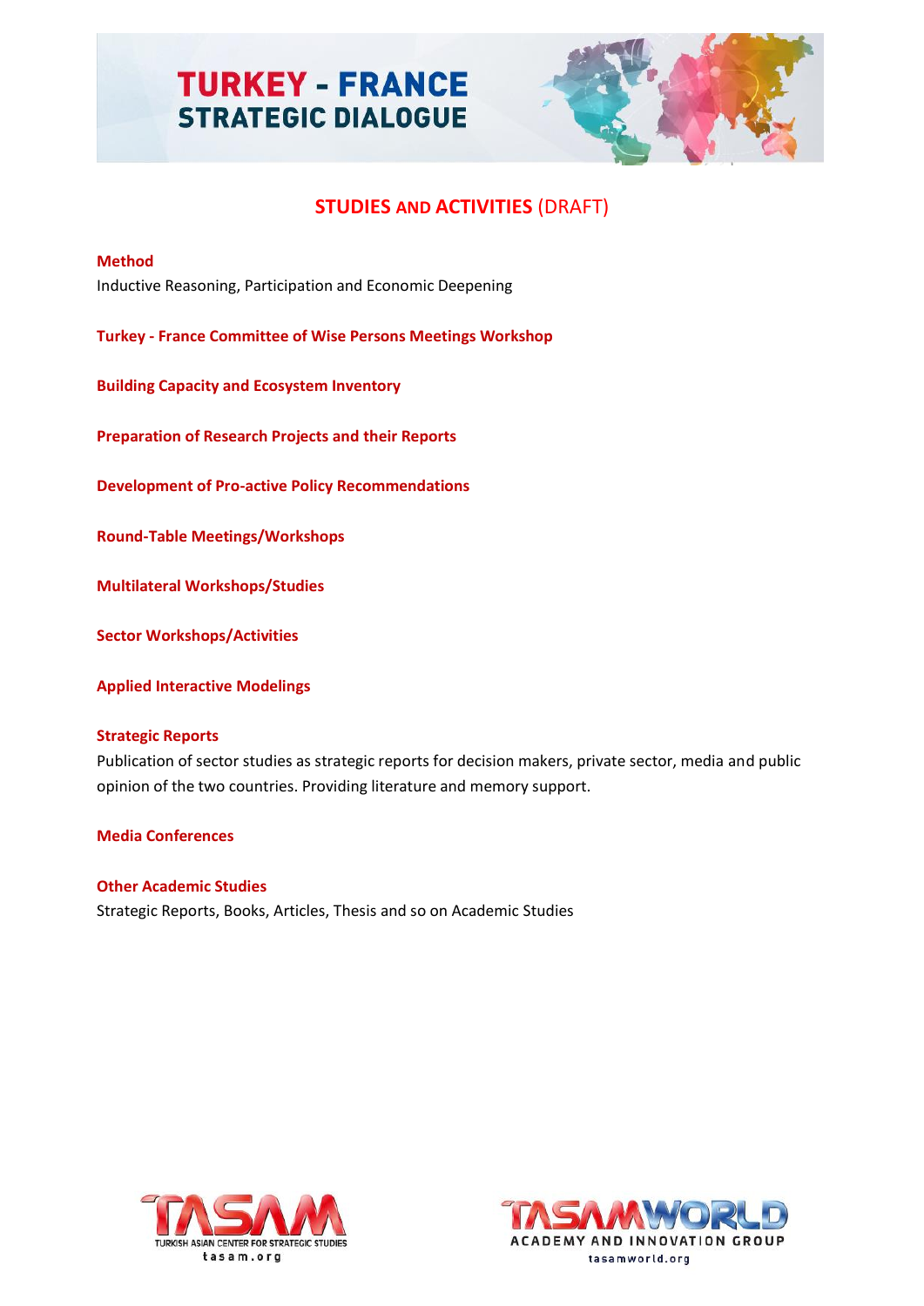# TURKEY - FRANCE STRATEGIC DIALOGUE

## STUDIES AND ACTIVITIES (DRAFT)

### Method

Inductive Reasoning, Participation and Economic Deepening

### Turkey - France Committee of Wise Persons Meetings Workshop

### Building Capacity and Ecosystem Inventory

### Preparation of Research Projects and their Reports

### Development of Pro-active Policy Recommendations

### Round-Table Meetings/Workshops

### Multilateral Workshops/Studies

### Sector Workshops/Activities

### Applied Interactive Modelings

### Strategic Reports

Publication of sector studies as strategic reports for decision makers, private sector, media and public opinion of the two countries. Providing literature and memory support.

### Media Conferences

### Other Academic Studies

Strategic Reports, Books, Articles, Thesis and so on Academic Studies

TASAM TURKISH ASIAN CENTER FOR STRATEGIC STUDIES tasam.org

TASAMWORLD ACADEMY AND INNOVATION GROUP tasamworld.org